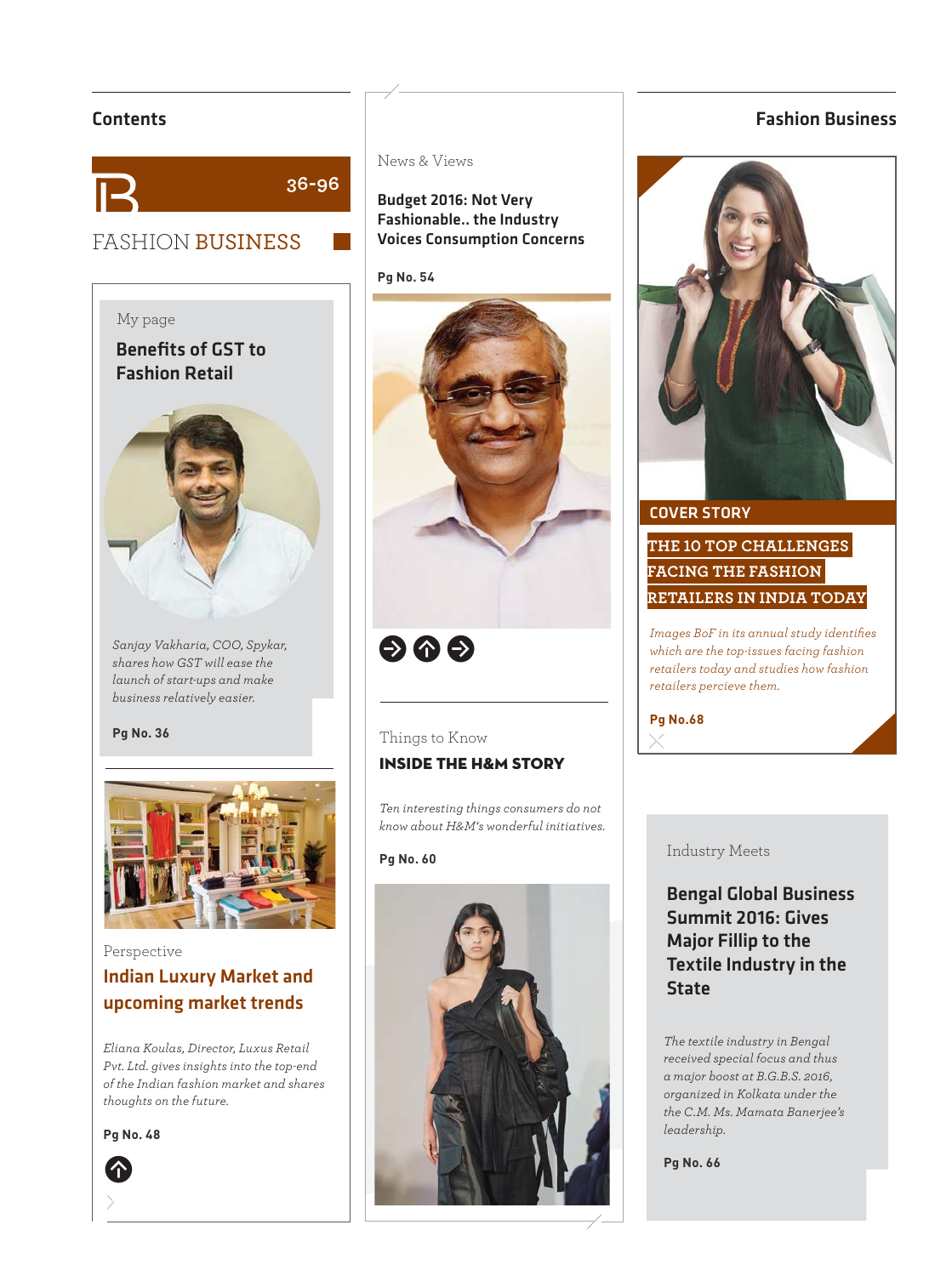# Contents

## FASHION BUSINESS

36-96

### My page

**Benefits of GST to Fashion Retail**

*Sanjay Vakharia, COO, Spykar, shares how GST will ease the launch of start-ups and make business relatively easier.*

**Pg No. 36**

### Perspective

**Indian Luxury Market and upcoming market trends**

*Eliana Koulas, Director, Luxus Retail Pvt. Ltd. gives insights into the top-end of the Indian fashion market and shares thoughts on the future.*

**Pg No. 48**

### News & Views

**Budget 2016: Not Very Fashionable.. the Industry Voices Consumption Concerns**

**Pg No. 54**

### Things to Know

**INSIDE THE H&M STORY**

*Ten interesting things consumers do not know about H&M's wonderful initiatives.*

**Pg No. 60**

## Fashion Business

### COVER STORY

**THE 10 TOP CHALLENGES FACING THE FASHION RETAILERS IN INDIA TODAY**

*Images BoF in its annual study identifies which are the top-issues facing fashion retailers today and studies how fashion retailers percieve them.*

**Pg No.68**

### Industry Meets

**Bengal Global Business Summit 2016: Gives Major Fillip to the Textile Industry in the State**

*The textile industry in Bengal received special focus and thus a major boost at B.G.B.S. 2016, organized in Kolkata under the the C.M. Ms. Mamata Banerjee's leadership.*

**Pg No. 66**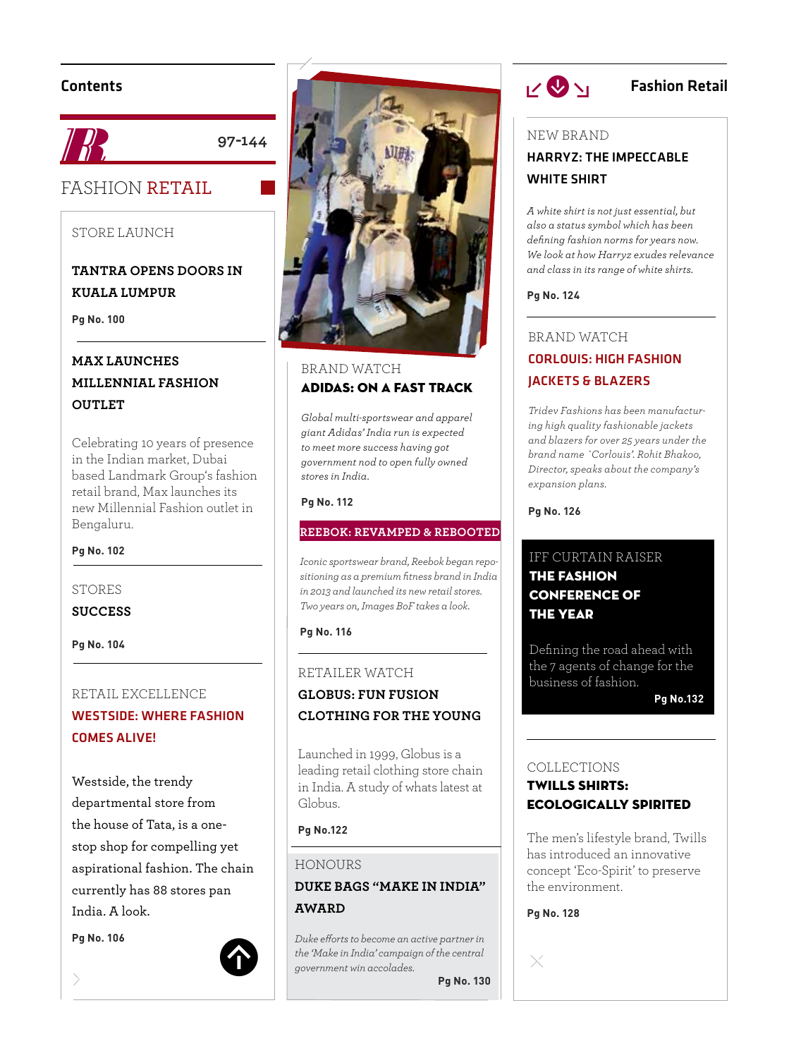## Contents

97-144

# FASHION RETAIL

STORE LAUNCH

**TANTRA OPENS DOORS IN KUALA LUMPUR**

Pg No. 100

**MAX LAUNCHES MILLENNIAL FASHION OUTLET**

Celebrating 10 years of presence in the Indian market, Dubai based Landmark Group's fashion retail brand, Max launches its new Millennial Fashion outlet in Bengaluru.

Pg No. 102

STORES

**SUCCESS**

Pg No. 104

RETAIL EXCELLENCE

**WESTSIDE: WHERE FASHION COMES ALIVE!**

Westside, the trendy departmental store from the house of Tata, is a one-stop shop for compelling yet aspirational fashion. The chain currently has 88 stores pan India. A look.

Pg No. 106

BRAND WATCH

**ADIDAS: ON A FAST TRACK**

*Global multi-sportswear and apparel giant Adidas' India run is expected to meet more success having got government nod to open fully owned stores in India.*

Pg No. 112

**REEBOK: REVAMPED & REBOOTED**

*Iconic sportswear brand, Reebok began repositioning as a premium fitness brand in India in 2013 and launched its new retail stores. Two years on, Images BoF takes a look.*

Pg No. 116

RETAILER WATCH

**GLOBUS: FUN FUSION CLOTHING FOR THE YOUNG**

Launched in 1999, Globus is a leading retail clothing store chain in India. A study of whats latest at Globus.

Pg No.122

HONOURS

**DUKE BAGS "MAKE IN INDIA" AWARD**

*Duke efforts to become an active partner in the 'Make in India' campaign of the central government win accolades.*

Pg No. 130

## Fashion Retail

NEW BRAND

**HARRYZ: THE IMPECCABLE WHITE SHIRT**

*A white shirt is not just essential, but also a status symbol which has been defining fashion norms for years now. We look at how Harryz exudes relevance and class in its range of white shirts.*

Pg No. 124

BRAND WATCH

**CORLOUIS: HIGH FASHION JACKETS & BLAZERS**

*Tridev Fashions has been manufacturing high quality fashionable jackets and blazers for over 25 years under the brand name `Corlouis'. Rohit Bhakoo, Director, speaks about the company's expansion plans.*

Pg No. 126

IFF CURTAIN RAISER

**THE FASHION CONFERENCE OF THE YEAR**

Defining the road ahead with the 7 agents of change for the business of fashion.

Pg No.132

COLLECTIONS

**TWILLS SHIRTS: ECOLOGICALLY SPIRITED**

The men's lifestyle brand, Twills has introduced an innovative concept 'Eco-Spirit' to preserve the environment.

Pg No. 128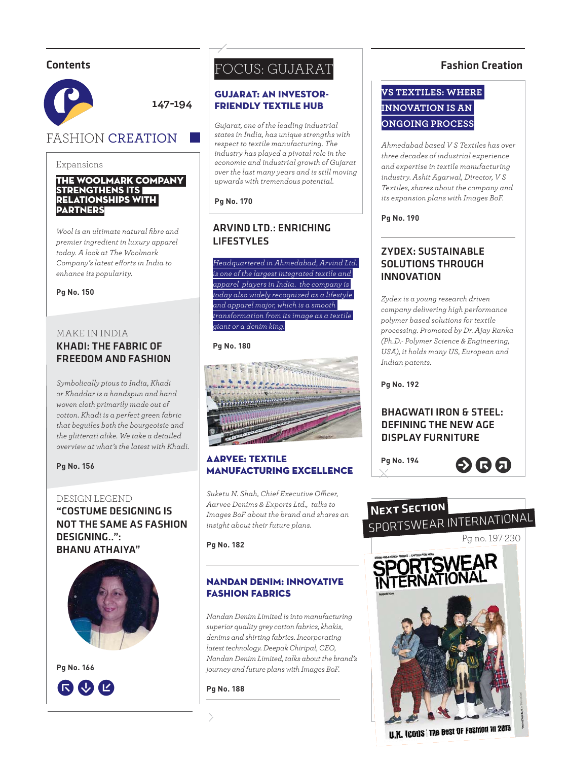## Contents

147-194

# FASHION CREATION

Expansions

### THE WOOLMARK COMPANY STRENGTHENS ITS RELATIONSHIPS WITH PARTNERS

*Wool is an ultimate natural fibre and premier ingredient in luxury apparel today. A look at The Woolmark Company's latest efforts in India to enhance its popularity.*

**Pg No. 150**

MAKE IN INDIA

### KHADI: THE FABRIC OF FREEDOM AND FASHION

*Symbolically pious to India, Khadi or Khaddar is a handspun and hand woven cloth primarily made out of cotton. Khadi is a perfect green fabric that beguiles both the bourgeoisie and the glitterati alike. We take a detailed overview at what's the latest with Khadi.*

**Pg No. 156**

DESIGN LEGEND

### "COSTUME DESIGNING IS NOT THE SAME AS FASHION DESIGNING..": BHANU ATHAIYA"

**Pg No. 166**

## FOCUS: GUJARAT

### GUJARAT: AN INVESTOR-FRIENDLY TEXTILE HUB

*Gujarat, one of the leading industrial states in India, has unique strengths with respect to textile manufacturing. The industry has played a pivotal role in the economic and industrial growth of Gujarat over the last many years and is still moving upwards with tremendous potential.*

**Pg No. 170**

### ARVIND LTD.: ENRICHING LIFESTYLES

*Headquartered in Ahmedabad, Arvind Ltd. is one of the largest integrated textile and apparel players in India. the company is today also widely recognized as a lifestyle and apparel major, which is a smooth transformation from its image as a textile giant or a denim king.*

**Pg No. 180**

### AARVEE: TEXTILE MANUFACTURING EXCELLENCE

*Suketu N. Shah, Chief Executive Officer, Aarvee Denims & Exports Ltd., talks to Images BoF about the brand and shares an insight about their future plans.*

**Pg No. 182**

### NANDAN DENIM: INNOVATIVE FASHION FABRICS

*Nandan Denim Limited is into manufacturing superior quality grey cotton fabrics, khakis, denims and shirting fabrics. Incorporating latest technology. Deepak Chiripal, CEO, Nandan Denim Limited, talks about the brand's journey and future plans with Images BoF.*

**Pg No. 188**

## Fashion Creation

### VS TEXTILES: WHERE INNOVATION IS AN ONGOING PROCESS

*Ahmedabad based V S Textiles has over three decades of industrial experience and expertise in textile manufacturing industry. Ashit Agarwal, Director, V S Textiles, shares about the company and its expansion plans with Images BoF.*

**Pg No. 190**

### ZYDEX: SUSTAINABLE SOLUTIONS THROUGH INNOVATION

*Zydex is a young research driven company delivering high performance polymer based solutions for textile processing. Promoted by Dr. Ajay Ranka (Ph.D.- Polymer Science & Engineering, USA), it holds many US, European and Indian patents.*

**Pg No. 192**

### BHAGWATI IRON & STEEL: DEFINING THE NEW AGE DISPLAY FURNITURE

**Pg No. 194**

**Next Section**

SPORTSWEAR INTERNATIONAL

Pg no. 197-230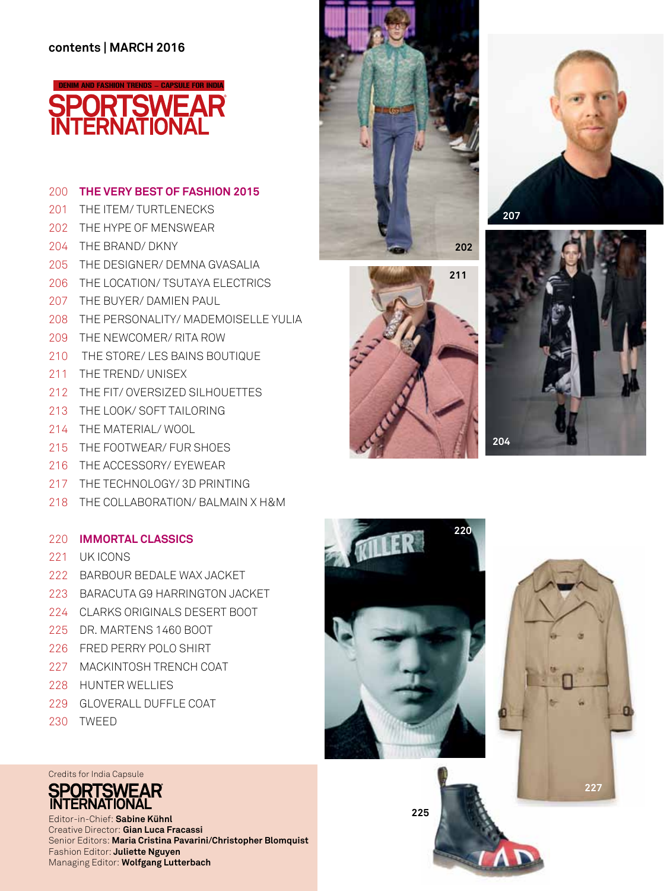**contents | MARCH 2016**

DENIM AND FASHION TRENDS – CAPSULE FOR INDIA

# SPORTSWEAR INTERNATIONAL

200 **THE VERY BEST OF FASHION 2015**
201 THE ITEM/ TURTLENECKS
202 THE HYPE OF MENSWEAR
204 THE BRAND/ DKNY
205 THE DESIGNER/ DEMNA GVASALIA
206 THE LOCATION/ TSUTAYA ELECTRICS
207 THE BUYER/ DAMIEN PAUL
208 THE PERSONALITY/ MADEMOISELLE YULIA
209 THE NEWCOMER/ RITA ROW
210 THE STORE/ LES BAINS BOUTIQUE
211 THE TREND/ UNISEX
212 THE FIT/ OVERSIZED SILHOUETTES
213 THE LOOK/ SOFT TAILORING
214 THE MATERIAL/ WOOL
215 THE FOOTWEAR/ FUR SHOES
216 THE ACCESSORY/ EYEWEAR
217 THE TECHNOLOGY/ 3D PRINTING
218 THE COLLABORATION/ BALMAIN X H&M

220 **IMMORTAL CLASSICS**
221 UK ICONS
222 BARBOUR BEDALE WAX JACKET
223 BARACUTA G9 HARRINGTON JACKET
224 CLARKS ORIGINALS DESERT BOOT
225 DR. MARTENS 1460 BOOT
226 FRED PERRY POLO SHIRT
227 MACKINTOSH TRENCH COAT
228 HUNTER WELLIES
229 GLOVERALL DUFFLE COAT
230 TWEED

202

207

211

204

220

227

225

Credits for India Capsule

SPORTSWEAR INTERNATIONAL

Editor-in-Chief: **Sabine Kühnl**
Creative Director: **Gian Luca Fracassi**
Senior Editors: **Maria Cristina Pavarini/Christopher Blomquist**
Fashion Editor: **Juliette Nguyen**
Managing Editor: **Wolfgang Lutterbach**